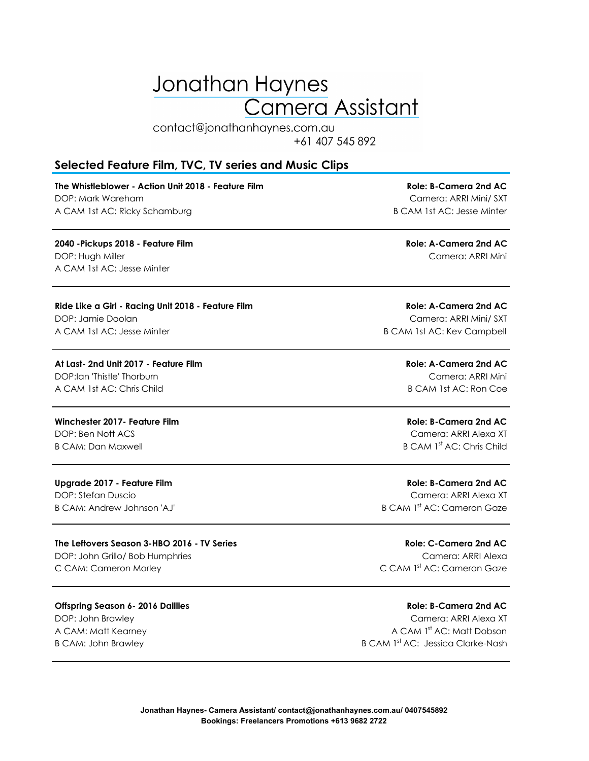# Jonathan Haynes
## Camera Assistant

contact@jonathanhaynes.com.au
+61 407 545 892

## Selected Feature Film, TVC, TV series and Music Clips

**The Whistleblower - Action Unit 2018 - Feature Film** — **Role: B-Camera 2nd AC**
DOP: Mark Wareham — Camera: ARRI Mini/ SXT
A CAM 1st AC: Ricky Schamburg — B CAM 1st AC: Jesse Minter

---

**2040 -Pickups 2018 - Feature Film** — **Role: A-Camera 2nd AC**
DOP: Hugh Miller — Camera: ARRI Mini
A CAM 1st AC: Jesse Minter

---

**Ride Like a Girl - Racing Unit 2018 - Feature Film** — **Role: A-Camera 2nd AC**
DOP: Jamie Doolan — Camera: ARRI Mini/ SXT
A CAM 1st AC: Jesse Minter — B CAM 1st AC: Kev Campbell

---

**At Last- 2nd Unit 2017 - Feature Film** — **Role: A-Camera 2nd AC**
DOP:Ian 'Thistle' Thorburn — Camera: ARRI Mini
A CAM 1st AC: Chris Child — B CAM 1st AC: Ron Coe

---

**Winchester 2017- Feature Film** — **Role: B-Camera 2nd AC**
DOP: Ben Nott ACS — Camera: ARRI Alexa XT
B CAM: Dan Maxwell — B CAM 1st AC: Chris Child

---

**Upgrade 2017 - Feature Film** — **Role: B-Camera 2nd AC**
DOP: Stefan Duscio — Camera: ARRI Alexa XT
B CAM: Andrew Johnson 'AJ' — B CAM 1st AC: Cameron Gaze

---

**The Leftovers Season 3-HBO 2016 - TV Series** — **Role: C-Camera 2nd AC**
DOP: John Grillo/ Bob Humphries — Camera: ARRI Alexa
C CAM: Cameron Morley — C CAM 1st AC: Cameron Gaze

---

**Offspring Season 6- 2016 Daillies** — **Role: B-Camera 2nd AC**
DOP: John Brawley — Camera: ARRI Alexa XT
A CAM: Matt Kearney — A CAM 1st AC: Matt Dobson
B CAM: John Brawley — B CAM 1st AC: Jessica Clarke-Nash

---

**Jonathan Haynes- Camera Assistant/ contact@jonathanhaynes.com.au/ 0407545892**
**Bookings: Freelancers Promotions +613 9682 2722**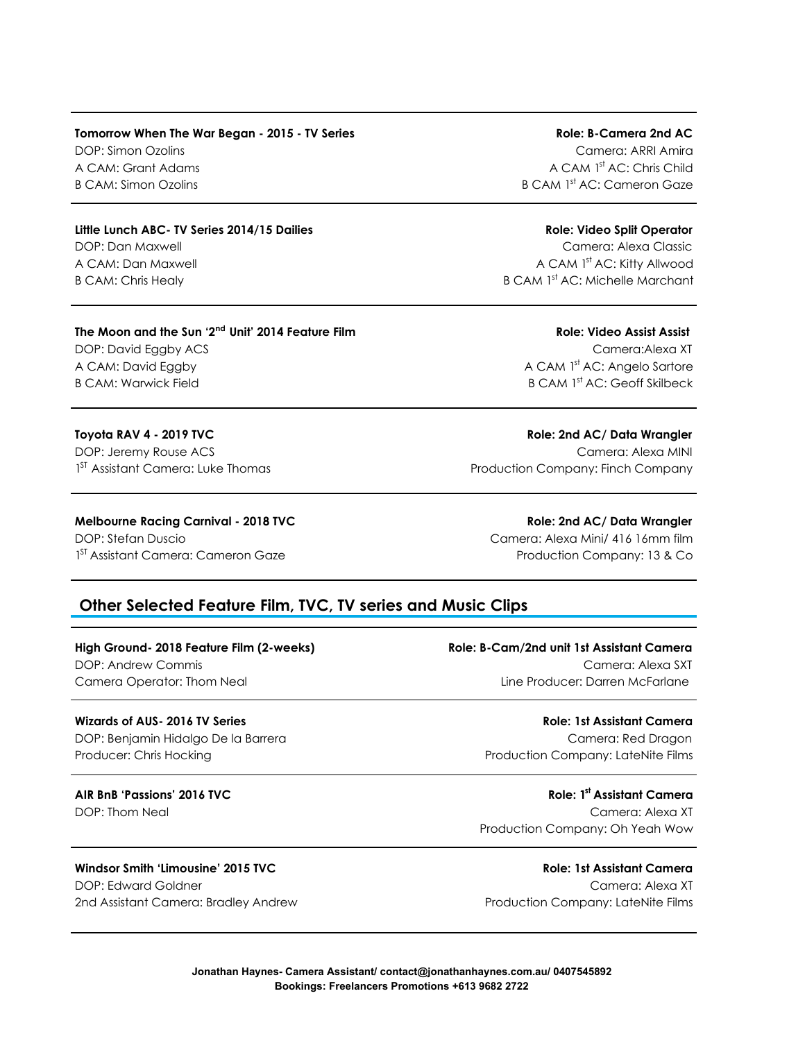**Tomorrow When The War Began - 2015 - TV Series** — **Role: B-Camera 2nd AC**

DOP: Simon Ozolins — Camera: ARRI Amira

A CAM: Grant Adams — A CAM 1st AC: Chris Child

B CAM: Simon Ozolins — B CAM 1st AC: Cameron Gaze

---

**Little Lunch ABC- TV Series 2014/15 Dailies** — **Role: Video Split Operator**

DOP: Dan Maxwell — Camera: Alexa Classic

A CAM: Dan Maxwell — A CAM 1st AC: Kitty Allwood

B CAM: Chris Healy — B CAM 1st AC: Michelle Marchant

---

**The Moon and the Sun '2nd Unit' 2014 Feature Film** — **Role: Video Assist Assist**

DOP: David Eggby ACS — Camera:Alexa XT

A CAM: David Eggby — A CAM 1st AC: Angelo Sartore

B CAM: Warwick Field — B CAM 1st AC: Geoff Skilbeck

---

**Toyota RAV 4 - 2019 TVC** — **Role: 2nd AC/ Data Wrangler**

DOP: Jeremy Rouse ACS — Camera: Alexa MINI

1ST Assistant Camera: Luke Thomas — Production Company: Finch Company

---

**Melbourne Racing Carnival - 2018 TVC** — **Role: 2nd AC/ Data Wrangler**

DOP: Stefan Duscio — Camera: Alexa Mini/ 416 16mm film

1ST Assistant Camera: Cameron Gaze — Production Company: 13 & Co

---

## Other Selected Feature Film, TVC, TV series and Music Clips

**High Ground- 2018 Feature Film (2-weeks)** — **Role: B-Cam/2nd unit 1st Assistant Camera**

DOP: Andrew Commis — Camera: Alexa SXT

Camera Operator: Thom Neal — Line Producer: Darren McFarlane

---

**Wizards of AUS- 2016 TV Series** — **Role: 1st Assistant Camera**

DOP: Benjamin Hidalgo De la Barrera — Camera: Red Dragon

Producer: Chris Hocking — Production Company: LateNite Films

---

**AIR BnB 'Passions' 2016 TVC** — **Role: 1st Assistant Camera**

DOP: Thom Neal — Camera: Alexa XT

Production Company: Oh Yeah Wow

---

**Windsor Smith 'Limousine' 2015 TVC** — **Role: 1st Assistant Camera**

DOP: Edward Goldner — Camera: Alexa XT

2nd Assistant Camera: Bradley Andrew — Production Company: LateNite Films

---

**Jonathan Haynes- Camera Assistant/ contact@jonathanhaynes.com.au/ 0407545892**
**Bookings: Freelancers Promotions +613 9682 2722**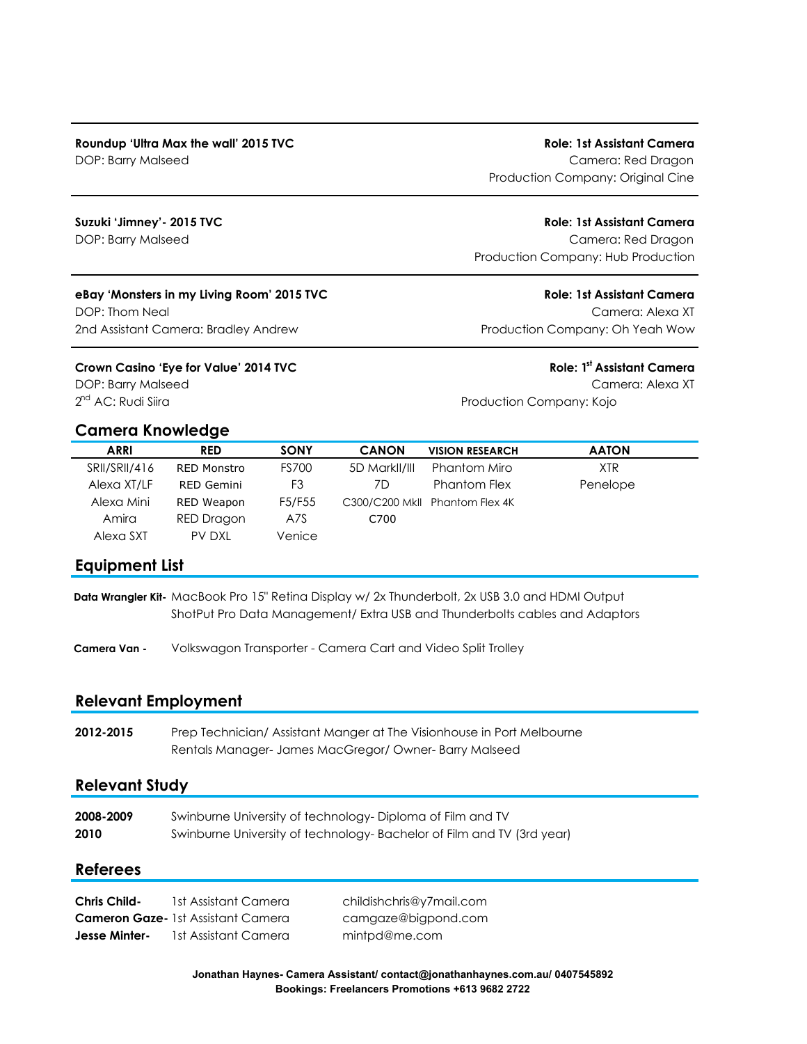**Roundup 'Ultra Max the wall' 2015 TVC**
DOP: Barry Malseed

**Role: 1st Assistant Camera**
Camera: Red Dragon
Production Company: Original Cine

---

**Suzuki 'Jimney'- 2015 TVC**
DOP: Barry Malseed

**Role: 1st Assistant Camera**
Camera: Red Dragon
Production Company: Hub Production

---

**eBay 'Monsters in my Living Room' 2015 TVC**
DOP: Thom Neal
2nd Assistant Camera: Bradley Andrew

**Role: 1st Assistant Camera**
Camera: Alexa XT
Production Company: Oh Yeah Wow

---

**Crown Casino 'Eye for Value' 2014 TVC**
DOP: Barry Malseed
2nd AC: Rudi Siira

**Role: 1st Assistant Camera**
Camera: Alexa XT
Production Company: Kojo

## Camera Knowledge

| ARRI | RED | SONY | CANON | VISION RESEARCH | AATON |
|---|---|---|---|---|---|
| SRII/SRII/416 | RED Monstro | FS700 | 5D MarkII/III | Phantom Miro | XTR |
| Alexa XT/LF | RED Gemini | F3 | 7D | Phantom Flex | Penelope |
| Alexa Mini | RED Weapon | F5/F55 | C300/C200 MkII | Phantom Flex 4K | |
| Amira | RED Dragon | A7S | C700 | | |
| Alexa SXT | PV DXL | Venice | | | |

## Equipment List

**Data Wrangler Kit-** MacBook Pro 15" Retina Display w/ 2x Thunderbolt, 2x USB 3.0 and HDMI Output
ShotPut Pro Data Management/ Extra USB and Thunderbolts cables and Adaptors

**Camera Van -** Volkswagon Transporter - Camera Cart and Video Split Trolley

## Relevant Employment

**2012-2015** Prep Technician/ Assistant Manger at The Visionhouse in Port Melbourne
Rentals Manager- James MacGregor/ Owner- Barry Malseed

## Relevant Study

**2008-2009** Swinburne University of technology- Diploma of Film and TV
**2010** Swinburne University of technology- Bachelor of Film and TV (3rd year)

## Referees

| | | |
|---|---|---|
| **Chris Child-** | 1st Assistant Camera | childishchris@y7mail.com |
| **Cameron Gaze-** | 1st Assistant Camera | camgaze@bigpond.com |
| **Jesse Minter-** | 1st Assistant Camera | mintpd@me.com |

**Jonathan Haynes- Camera Assistant/ contact@jonathanhaynes.com.au/ 0407545892**
**Bookings: Freelancers Promotions +613 9682 2722**